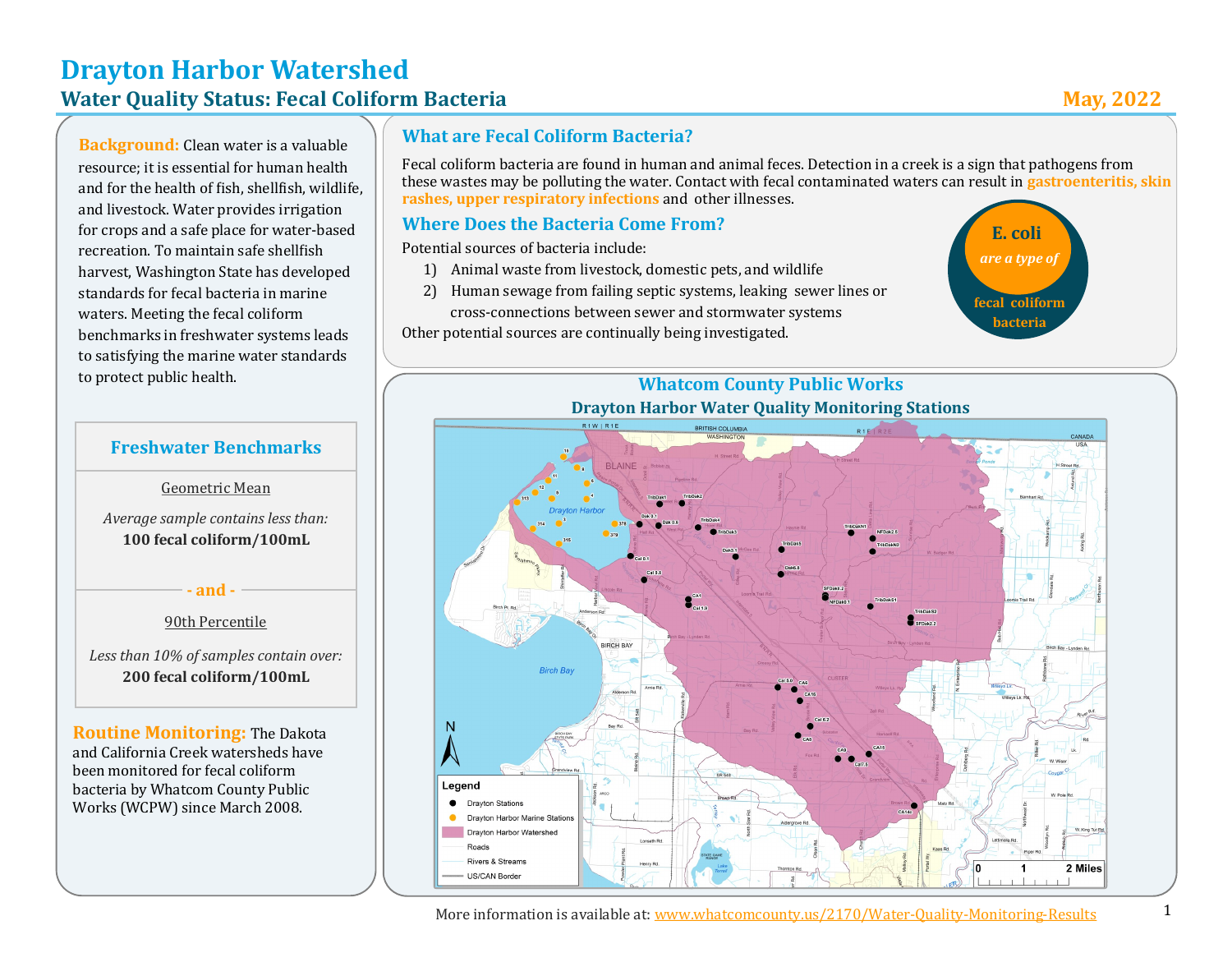# Drayton Harbor Watershed

## Water Quality Status: Fecal Coliform Bacteria

May, 2022

**Background:** Clean water is a valuable resource; it is essential for human health and for the health of fish, shellfish, wildlife, and livestock. Water provides irrigation for crops and a safe place for water-based recreation. To maintain safe shellfish harvest, Washington State has developed standards for fecal bacteria in marine waters. Meeting the fecal coliform benchmarks in freshwater systems leads to satisfying the marine water standards to protect public health.

### Freshwater Benchmarks

Geometric Mean

*Average sample contains less than:*
**100 fecal coliform/100mL**

**- and -**

90th Percentile

*Less than 10% of samples contain over:*
**200 fecal coliform/100mL**

**Routine Monitoring:** The Dakota and California Creek watersheds have been monitored for fecal coliform bacteria by Whatcom County Public Works (WCPW) since March 2008.

### What are Fecal Coliform Bacteria?

Fecal coliform bacteria are found in human and animal feces. Detection in a creek is a sign that pathogens from these wastes may be polluting the water. Contact with fecal contaminated waters can result in **gastroenteritis, skin rashes, upper respiratory infections** and other illnesses.

### Where Does the Bacteria Come From?

Potential sources of bacteria include:

1) Animal waste from livestock, domestic pets, and wildlife
2) Human sewage from failing septic systems, leaking sewer lines or cross-connections between sewer and stormwater systems

Other potential sources are continually being investigated.

**E. coli** *are a type of* **fecal coliform bacteria**

### Whatcom County Public Works

#### Drayton Harbor Water Quality Monitoring Stations

More information is available at: www.whatcomcounty.us/2170/Water-Quality-Monitoring-Results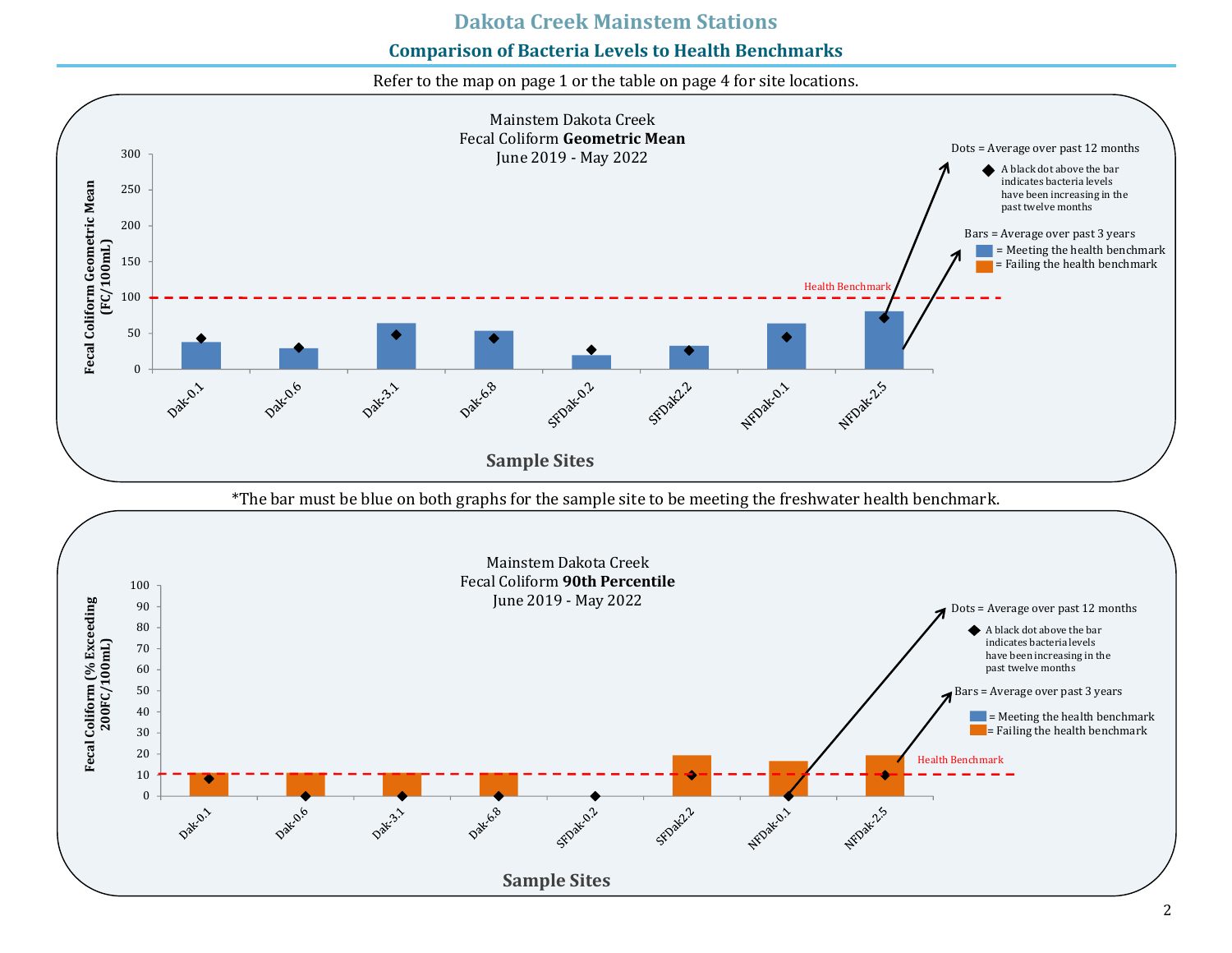# Dakota Creek Mainstem Stations

## Comparison of Bacteria Levels to Health Benchmarks

Refer to the map on page 1 or the table on page 4 for site locations.

Mainstem Dakota Creek
Fecal Coliform **Geometric Mean**
June 2019 - May 2022

Y-axis: Fecal Coliform Geometric Mean (FC/100mL) — 0, 50, 100, 150, 200, 250, 300

X-axis: Sample Sites — Dak-0.1, Dak-0.6, Dak-3.1, Dak-6.8, SFDak-0.2, SFDak2.2, NFDak-0.1, NFDak-2.5

Health Benchmark

Dots = Average over past 12 months

◆ A black dot above the bar indicates bacteria levels have been increasing in the past twelve months

Bars = Average over past 3 years

- = Meeting the health benchmark
- = Failing the health benchmark

*The bar must be blue on both graphs for the sample site to be meeting the freshwater health benchmark.

Mainstem Dakota Creek
Fecal Coliform **90th Percentile**
June 2019 - May 2022

Y-axis: Fecal Coliform (% Exceeding 200FC/100mL) — 0, 10, 20, 30, 40, 50, 60, 70, 80, 90, 100

X-axis: Sample Sites — Dak-0.1, Dak-0.6, Dak-3.1, Dak-6.8, SFDak-0.2, SFDak2.2, NFDak-0.1, NFDak-2.5

Health Benchmark

Dots = Average over past 12 months

◆ A black dot above the bar indicates bacteria levels have been increasing in the past twelve months

Bars = Average over past 3 years

- = Meeting the health benchmark
- = Failing the health benchmark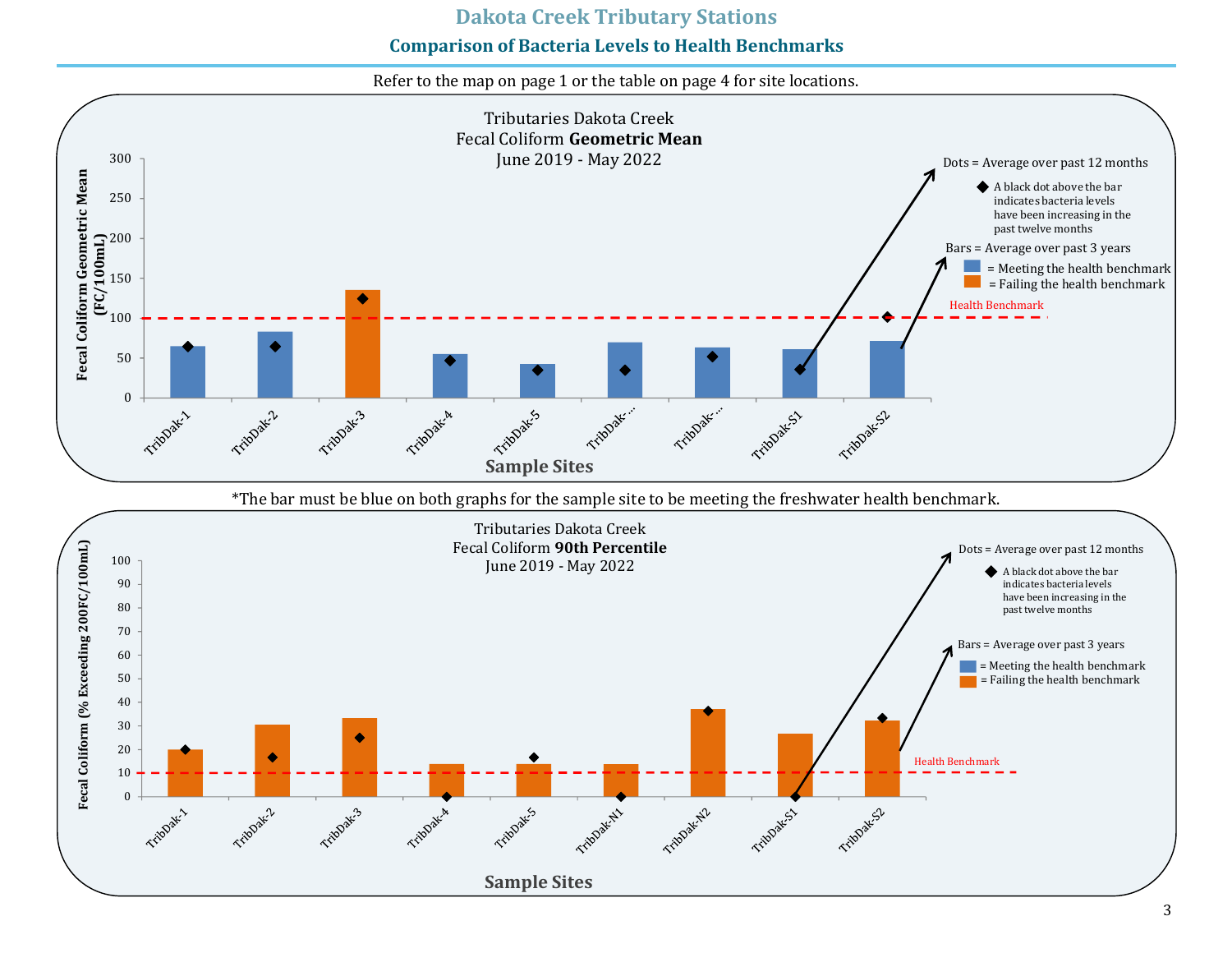# Dakota Creek Tributary Stations

## Comparison of Bacteria Levels to Health Benchmarks

Refer to the map on page 1 or the table on page 4 for site locations.

Tributaries Dakota Creek
Fecal Coliform **Geometric Mean**
June 2019 - May 2022

Fecal Coliform Geometric Mean (FC/100mL)

300
250
200
150
100
50
0

TribDak-1, TribDak-2, TribDak-3, TribDak-4, TribDak-5, TribDak-..., TribDak-..., TribDak-S1, TribDak-S2

**Sample Sites**

Dots = Average over past 12 months

A black dot above the bar indicates bacteria levels have been increasing in the past twelve months

Bars = Average over past 3 years

= Meeting the health benchmark
= Failing the health benchmark

Health Benchmark

*The bar must be blue on both graphs for the sample site to be meeting the freshwater health benchmark.

Tributaries Dakota Creek
Fecal Coliform **90th Percentile**
June 2019 - May 2022

Fecal Coliform (% Exceeding 200FC/100mL)

100
90
80
70
60
50
40
30
20
10
0

TribDak-1, TribDak-2, TribDak-3, TribDak-4, TribDak-5, TribDak-N1, TribDak-N2, TribDak-S1, TribDak-S2

**Sample Sites**

Dots = Average over past 12 months

A black dot above the bar indicates bacteria levels have been increasing in the past twelve months

Bars = Average over past 3 years

= Meeting the health benchmark
= Failing the health benchmark

Health Benchmark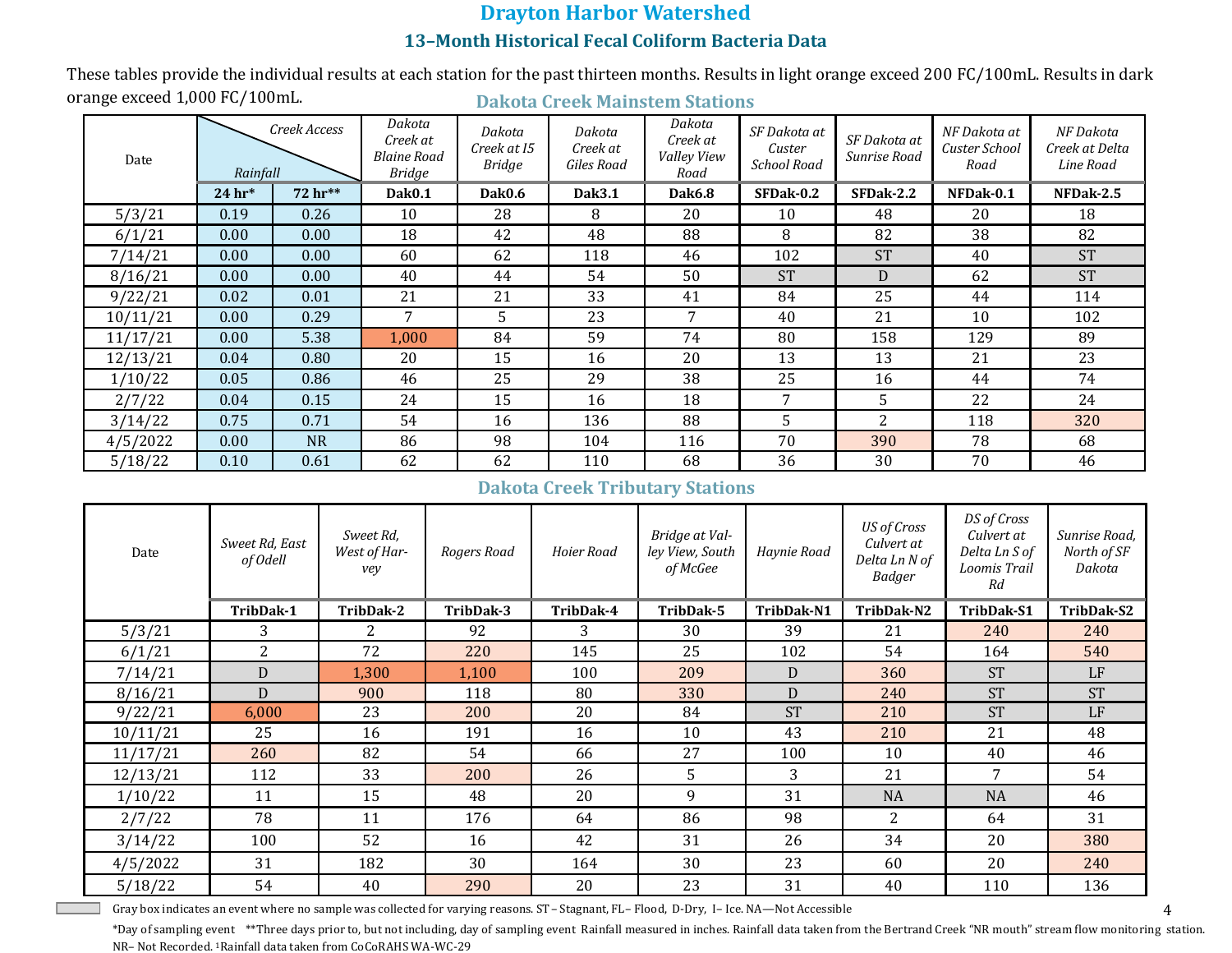# Drayton Harbor Watershed

## 13–Month Historical Fecal Coliform Bacteria Data

These tables provide the individual results at each station for the past thirteen months. Results in light orange exceed 200 FC/100mL. Results in dark orange exceed 1,000 FC/100mL.

### Dakota Creek Mainstem Stations

| Date | Rainfall 24 hr* | Rainfall 72 hr** | Dakota Creek at Blaine Road Bridge | Dakota Creek at I5 Bridge | Dakota Creek at Giles Road | Dakota Creek at Valley View Road | SF Dakota at Custer School Road | SF Dakota at Sunrise Road | NF Dakota at Custer School Road | NF Dakota Creek at Delta Line Road |
|---|---|---|---|---|---|---|---|---|---|---|
| | 24 hr* | 72 hr** | Dak0.1 | Dak0.6 | Dak3.1 | Dak6.8 | SFDak-0.2 | SFDak-2.2 | NFDak-0.1 | NFDak-2.5 |
| 5/3/21 | 0.19 | 0.26 | 10 | 28 | 8 | 20 | 10 | 48 | 20 | 18 |
| 6/1/21 | 0.00 | 0.00 | 18 | 42 | 48 | 88 | 8 | 82 | 38 | 82 |
| 7/14/21 | 0.00 | 0.00 | 60 | 62 | 118 | 46 | 102 | ST | 40 | ST |
| 8/16/21 | 0.00 | 0.00 | 40 | 44 | 54 | 50 | ST | D | 62 | ST |
| 9/22/21 | 0.02 | 0.01 | 21 | 21 | 33 | 41 | 84 | 25 | 44 | 114 |
| 10/11/21 | 0.00 | 0.29 | 7 | 5 | 23 | 7 | 40 | 21 | 10 | 102 |
| 11/17/21 | 0.00 | 5.38 | 1,000 | 84 | 59 | 74 | 80 | 158 | 129 | 89 |
| 12/13/21 | 0.04 | 0.80 | 20 | 15 | 16 | 20 | 13 | 13 | 21 | 23 |
| 1/10/22 | 0.05 | 0.86 | 46 | 25 | 29 | 38 | 25 | 16 | 44 | 74 |
| 2/7/22 | 0.04 | 0.15 | 24 | 15 | 16 | 18 | 7 | 5 | 22 | 24 |
| 3/14/22 | 0.75 | 0.71 | 54 | 16 | 136 | 88 | 5 | 2 | 118 | 320 |
| 4/5/2022 | 0.00 | NR | 86 | 98 | 104 | 116 | 70 | 390 | 78 | 68 |
| 5/18/22 | 0.10 | 0.61 | 62 | 62 | 110 | 68 | 36 | 30 | 70 | 46 |

### Dakota Creek Tributary Stations

| Date | Sweet Rd, East of Odell | Sweet Rd, West of Harvey | Rogers Road | Hoier Road | Bridge at Valley View, South of McGee | Haynie Road | US of Cross Culvert at Delta Ln N of Badger | DS of Cross Culvert at Delta Ln S of Loomis Trail Rd | Sunrise Road, North of SF Dakota |
|---|---|---|---|---|---|---|---|---|---|
| | TribDak-1 | TribDak-2 | TribDak-3 | TribDak-4 | TribDak-5 | TribDak-N1 | TribDak-N2 | TribDak-S1 | TribDak-S2 |
| 5/3/21 | 3 | 2 | 92 | 3 | 30 | 39 | 21 | 240 | 240 |
| 6/1/21 | 2 | 72 | 220 | 145 | 25 | 102 | 54 | 164 | 540 |
| 7/14/21 | D | 1,300 | 1,100 | 100 | 209 | D | 360 | ST | LF |
| 8/16/21 | D | 900 | 118 | 80 | 330 | D | 240 | ST | ST |
| 9/22/21 | 6,000 | 23 | 200 | 20 | 84 | ST | 210 | ST | LF |
| 10/11/21 | 25 | 16 | 191 | 16 | 10 | 43 | 210 | 21 | 48 |
| 11/17/21 | 260 | 82 | 54 | 66 | 27 | 100 | 10 | 40 | 46 |
| 12/13/21 | 112 | 33 | 200 | 26 | 5 | 3 | 21 | 7 | 54 |
| 1/10/22 | 11 | 15 | 48 | 20 | 9 | 31 | NA | NA | 46 |
| 2/7/22 | 78 | 11 | 176 | 64 | 86 | 98 | 2 | 64 | 31 |
| 3/14/22 | 100 | 52 | 16 | 42 | 31 | 26 | 34 | 20 | 380 |
| 4/5/2022 | 31 | 182 | 30 | 164 | 30 | 23 | 60 | 20 | 240 |
| 5/18/22 | 54 | 40 | 290 | 20 | 23 | 31 | 40 | 110 | 136 |

Gray box indicates an event where no sample was collected for varying reasons. ST – Stagnant, FL– Flood, D-Dry, I– Ice. NA—Not Accessible

*Day of sampling event **Three days prior to, but not including, day of sampling event Rainfall measured in inches. Rainfall data taken from the Bertrand Creek "NR mouth" stream flow monitoring station. NR– Not Recorded. [1]Rainfall data taken from CoCoRAHS WA-WC-29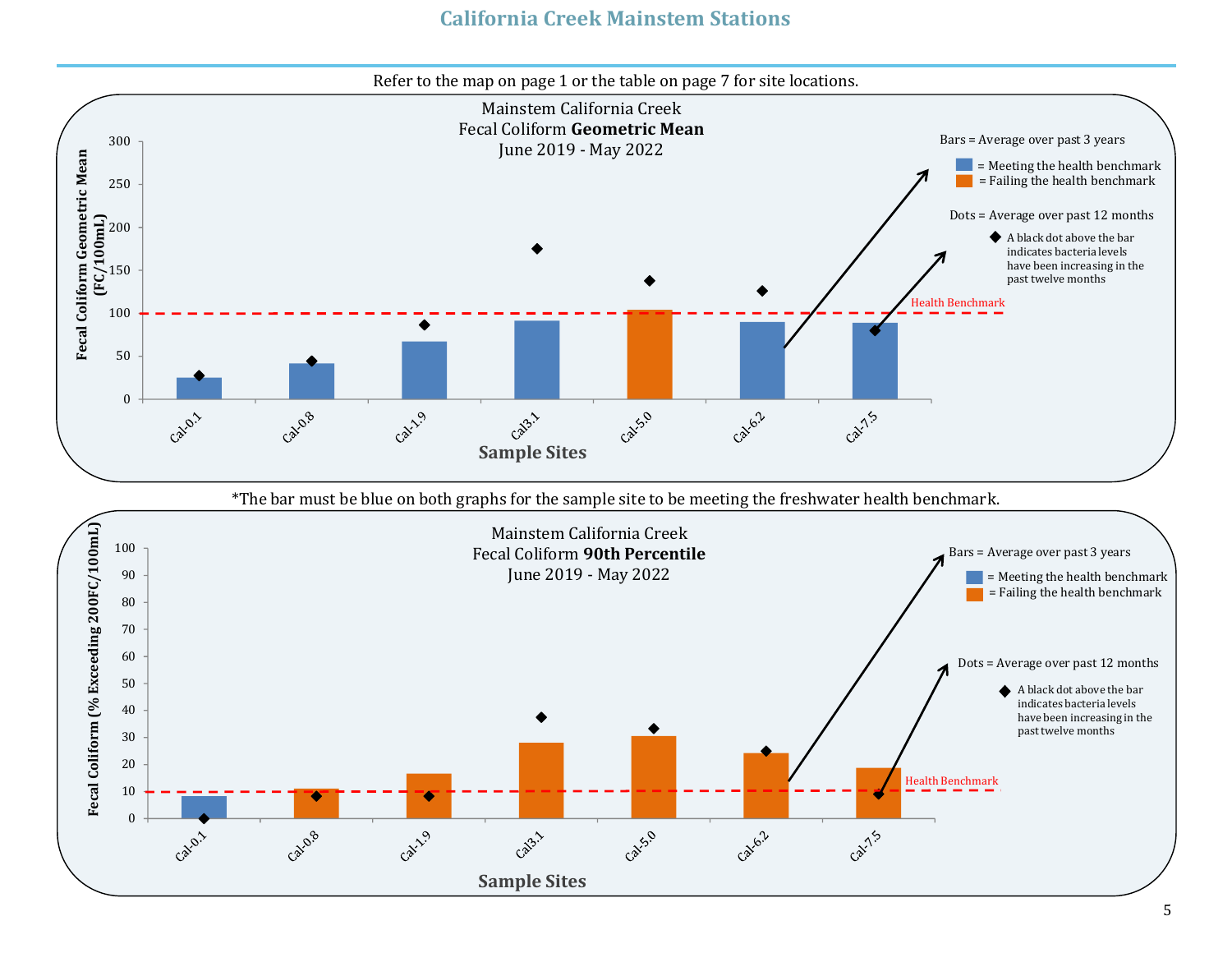# California Creek Mainstem Stations

Refer to the map on page 1 or the table on page 7 for site locations.

Mainstem California Creek
Fecal Coliform **Geometric Mean**
June 2019 - May 2022

Bars = Average over past 3 years

- Blue = Meeting the health benchmark
- Orange = Failing the health benchmark

Dots = Average over past 12 months

◆ A black dot above the bar indicates bacteria levels have been increasing in the past twelve months

Health Benchmark

Fecal Coliform Geometric Mean (FC/100mL)

Sample Sites: Cal-0.1, Cal-0.8, Cal-1.9, Cal3.1, Cal-5.0, Cal-6.2, Cal-7.5

*The bar must be blue on both graphs for the sample site to be meeting the freshwater health benchmark.

Mainstem California Creek
Fecal Coliform **90th Percentile**
June 2019 - May 2022

Bars = Average over past 3 years

- Blue = Meeting the health benchmark
- Orange = Failing the health benchmark

Dots = Average over past 12 months

◆ A black dot above the bar indicates bacteria levels have been increasing in the past twelve months

Health Benchmark

Fecal Coliform (% Exceeding 200FC/100mL)

Sample Sites: Cal-0.1, Cal-0.8, Cal-1.9, Cal3.1, Cal-5.0, Cal-6.2, Cal-7.5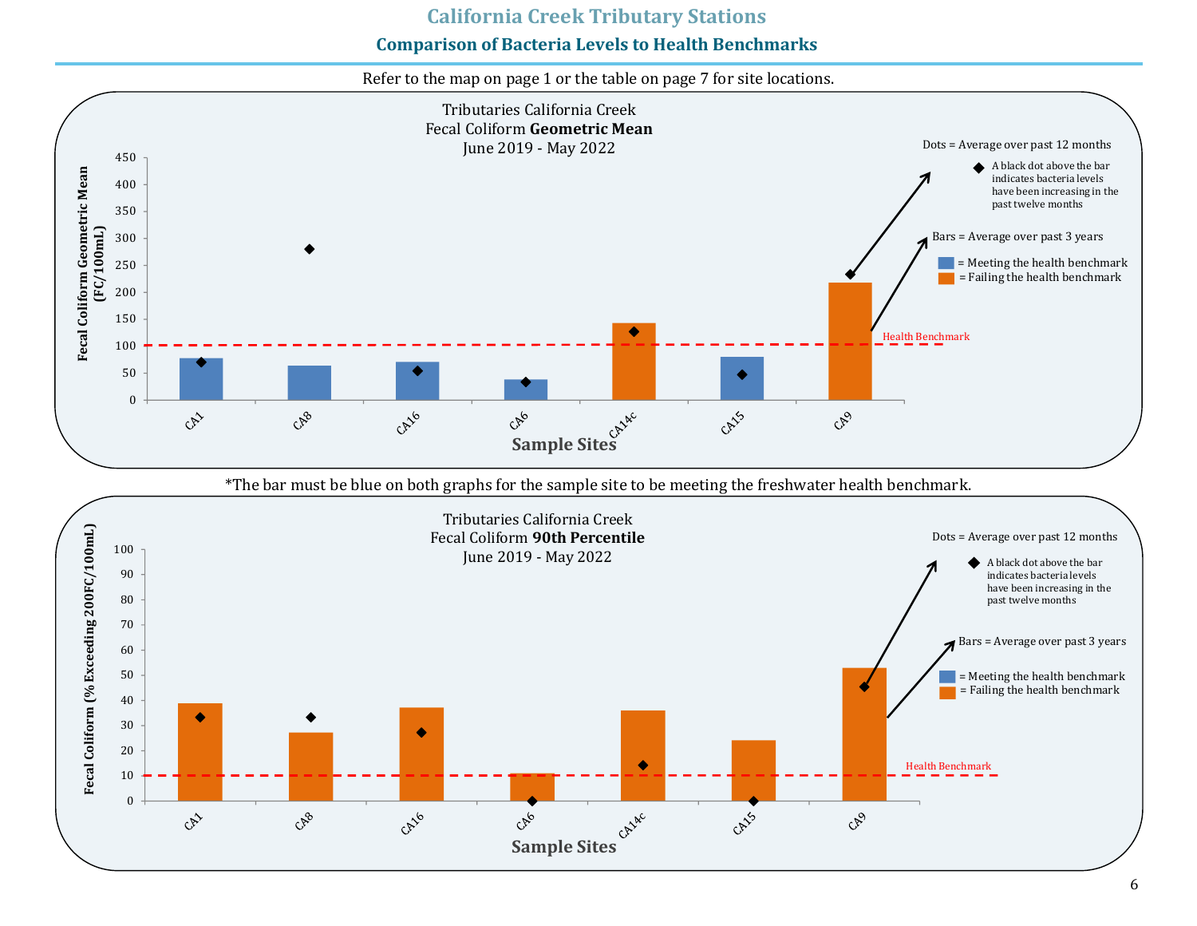## California Creek Tributary Stations

### Comparison of Bacteria Levels to Health Benchmarks

Refer to the map on page 1 or the table on page 7 for site locations.

Tributaries California Creek
Fecal Coliform **Geometric Mean**
June 2019 - May 2022

Dots = Average over past 12 months

◆ A black dot above the bar indicates bacteria levels have been increasing in the past twelve months

Bars = Average over past 3 years

■ = Meeting the health benchmark
■ = Failing the health benchmark

Health Benchmark

Fecal Coliform Geometric Mean (FC/100mL)

Sample Sites: CA1, CA8, CA16, CA6, CA14c, CA15, CA9

*The bar must be blue on both graphs for the sample site to be meeting the freshwater health benchmark.

Tributaries California Creek
Fecal Coliform **90th Percentile**
June 2019 - May 2022

Dots = Average over past 12 months

◆ A black dot above the bar indicates bacteria levels have been increasing in the past twelve months

Bars = Average over past 3 years

■ = Meeting the health benchmark
■ = Failing the health benchmark

Health Benchmark

Fecal Coliform (% Exceeding 200FC/100mL)

Sample Sites: CA1, CA8, CA16, CA6, CA14c, CA15, CA9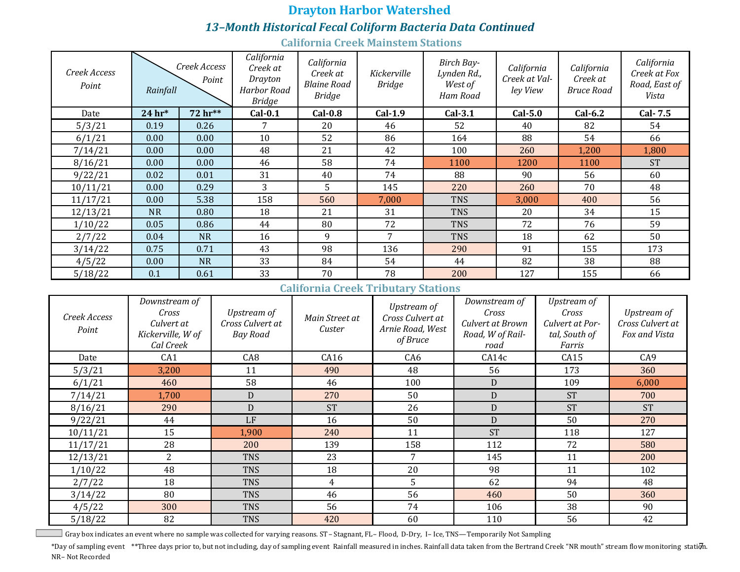# Drayton Harbor Watershed

## *13–Month Historical Fecal Coliform Bacteria Data Continued*

### California Creek Mainstem Stations

| *Creek Access Point* | *Rainfall* | *Creek Access Point* | *California Creek at Drayton Harbor Road Bridge* | *California Creek at Blaine Road Bridge* | *Kickerville Bridge* | *Birch Bay-Lynden Rd., West of Ham Road* | *California Creek at Valley View* | *California Creek at Bruce Road* | *California Creek at Fox Road, East of Vista* |
|---|---|---|---|---|---|---|---|---|---|
| Date | **24 hr*** | **72 hr**** | **Cal-0.1** | **Cal-0.8** | **Cal-1.9** | **Cal-3.1** | **Cal-5.0** | **Cal-6.2** | **Cal- 7.5** |
| 5/3/21 | 0.19 | 0.26 | 7 | 20 | 46 | 52 | 40 | 82 | 54 |
| 6/1/21 | 0.00 | 0.00 | 10 | 52 | 86 | 164 | 88 | 54 | 66 |
| 7/14/21 | 0.00 | 0.00 | 48 | 21 | 42 | 100 | 260 | 1,200 | 1,800 |
| 8/16/21 | 0.00 | 0.00 | 46 | 58 | 74 | 1100 | 1200 | 1100 | ST |
| 9/22/21 | 0.02 | 0.01 | 31 | 40 | 74 | 88 | 90 | 56 | 60 |
| 10/11/21 | 0.00 | 0.29 | 3 | 5 | 145 | 220 | 260 | 70 | 48 |
| 11/17/21 | 0.00 | 5.38 | 158 | 560 | 7,000 | TNS | 3,000 | 400 | 56 |
| 12/13/21 | NR | 0.80 | 18 | 21 | 31 | TNS | 20 | 34 | 15 |
| 1/10/22 | 0.05 | 0.86 | 44 | 80 | 72 | TNS | 72 | 76 | 59 |
| 2/7/22 | 0.04 | NR | 16 | 9 | 7 | TNS | 18 | 62 | 50 |
| 3/14/22 | 0.75 | 0.71 | 43 | 98 | 136 | 290 | 91 | 155 | 173 |
| 4/5/22 | 0.00 | NR | 33 | 84 | 54 | 44 | 82 | 38 | 88 |
| 5/18/22 | 0.1 | 0.61 | 33 | 70 | 78 | 200 | 127 | 155 | 66 |

### California Creek Tributary Stations

| *Creek Access Point* | *Downstream of Cross Culvert at Kickerville, W of Cal Creek* | *Upstream of Cross Culvert at Bay Road* | *Main Street at Custer* | *Upstream of Cross Culvert at Arnie Road, West of Bruce* | *Downstream of Cross Culvert at Brown Road, W of Railroad* | *Upstream of Cross Culvert at Portal, South of Farris* | *Upstream of Cross Culvert at Fox and Vista* |
|---|---|---|---|---|---|---|---|
| Date | CA1 | CA8 | CA16 | CA6 | CA14c | CA15 | CA9 |
| 5/3/21 | 3,200 | 11 | 490 | 48 | 56 | 173 | 360 |
| 6/1/21 | 460 | 58 | 46 | 100 | D | 109 | 6,000 |
| 7/14/21 | 1,700 | D | 270 | 50 | D | ST | 700 |
| 8/16/21 | 290 | D | ST | 26 | D | ST | ST |
| 9/22/21 | 44 | LF | 16 | 50 | D | 50 | 270 |
| 10/11/21 | 15 | 1,900 | 240 | 11 | ST | 118 | 127 |
| 11/17/21 | 28 | 200 | 139 | 158 | 112 | 72 | 580 |
| 12/13/21 | 2 | TNS | 23 | 7 | 145 | 11 | 200 |
| 1/10/22 | 48 | TNS | 18 | 20 | 98 | 11 | 102 |
| 2/7/22 | 18 | TNS | 4 | 5 | 62 | 94 | 48 |
| 3/14/22 | 80 | TNS | 46 | 56 | 460 | 50 | 360 |
| 4/5/22 | 300 | TNS | 56 | 74 | 106 | 38 | 90 |
| 5/18/22 | 82 | TNS | 420 | 60 | 110 | 56 | 42 |

Gray box indicates an event where no sample was collected for varying reasons. ST – Stagnant, FL– Flood, D-Dry, I– Ice, TNS—Temporarily Not Sampling

*Day of sampling event **Three days prior to, but not including, day of sampling event Rainfall measured in inches. Rainfall data taken from the Bertrand Creek "NR mouth" stream flow monitoring station.

NR– Not Recorded